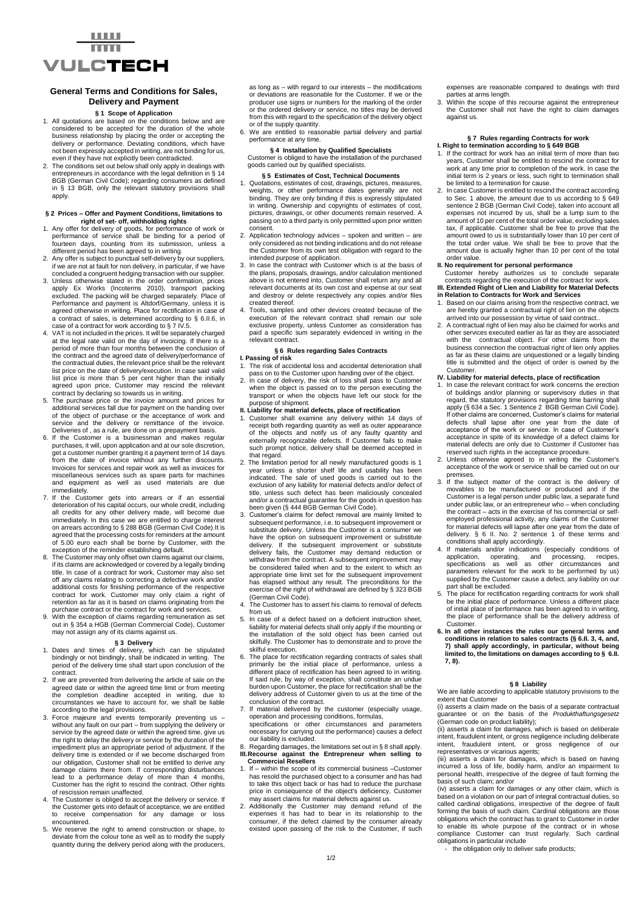# General Terms and Conditions for Sales, Delivery and Payment

## § 1 Scope of Application

1. All quotations are based on the conditions below and are considered to be accepted for the duration of the whole business relationship by placing the order or accepting the delivery or performance. Deviating conditions, which have not been expressly accepted in writing, are not binding for us, even if they have not explicitly been contradicted.
2. The conditions set out below shall only apply in dealings with entrepreneurs in accordance with the legal definition in § 14 BGB (German Civil Code); regarding consumers as defined in § 13 BGB, only the relevant statutory provisions shall apply.

## § 2 Prices – Offer and Payment Conditions, limitations to right of set- off, withholding rights

1. Any offer for delivery of goods, for performance of work or performance of service shall be binding for a period of fourteen days, counting from its submission, unless a different period has been agreed to in writing.
2. Any offer is subject to punctual self-delivery by our suppliers, if we are not at fault for non delivery, in particular, if we have concluded a congruent hedging transaction with our supplier.
3. Unless otherwise stated in the order confirmation, prices apply Ex Works (Incoterms 2010), transport packing excluded. The packing will be charged separately. Place of Performance and payment is Altdorf/Germany, unless it is agreed otherwise in writing. Place for rectification in case of a contract of sales, is determined according to § 6.II.6, in case of a contract for work according to § 7 IV.5.
4. VAT is not included in the prices. It will be separately charged at the legal rate valid on the day of invoicing. If there is a period of more than four months between the conclusion of the contract and the agreed date of delivery/performance of the contractual duties, the relevant price shall be the relevant list price on the date of delivery/execution. In case said valid list price is more than 5 per cent higher than the initially agreed upon price, Customer may rescind the relevant contract by declaring so towards us in writing.
5. The purchase price or the invoice amount and prices for additional services fall due for payment on the handing over of the object of purchase or the acceptance of work and service and the delivery or remittance of the invoice. Deliveries of , as a rule, are done on a prepayment basis.
6. If the Customer is a businessman and makes regular purchases, it will, upon application and at our sole discretion, get a customer number granting it a payment term of 14 days from the date of invoice without any further discounts. Invoices for services and repair work as well as invoices for miscellaneous services such as spare parts for machines and equipment as well as used materials are due immediately.
7. If the Customer gets into arrears or if an essential deterioration of his capital occurs, our whole credit, including all credits for any other delivery made, will become due immediately. In this case we are entitled to charge interest on arrears according to § 288 BGB (German Civil Code).It is agreed that the processing costs for reminders at the amount of 5.00 euro each shall be borne by Customer, with the exception of the reminder establishing default.
8. The Customer may only offset own claims against our claims, if its claims are acknowledged or covered by a legally binding title. In case of a contract for work, Customer may also set off any claims relating to correcting a defective work and/or additional costs for finishing performance of the respective contract for work. Customer may only claim a right of retention as far as it is based on claims originating from the purchase contract or the contract for work and services.
9. With the exception of claims regarding remuneration as set out in § 354 a HGB (German Commercial Code), Customer may not assign any of its claims against us.

## § 3 Delivery

1. Dates and times of delivery, which can be stipulated bindingly or not bindingly, shall be indicated in writing. The period of the delivery time shall start upon conclusion of the contract.
2. If we are prevented from delivering the article of sale on the agreed date or within the agreed time limit or from meeting the completion deadline accepted in writing, due to circumstances we have to account for, we shall be liable according to the legal provisions.
3. Force majeure and events temporarily preventing us – without any fault on our part – from supplying the delivery or service by the agreed date or within the agreed time, give us the right to delay the delivery or service by the duration of the impediment plus an appropriate period of adjustment. If the delivery time is extended or if we become discharged from our obligation, Customer shall not be entitled to derive any damage claims there from. If corresponding disturbances lead to a performance delay of more than 4 months, Customer has the right to rescind the contract. Other rights of rescission remain unaffected.
4. The Customer is obliged to accept the delivery or service. If the Customer gets into default of acceptance, we are entitled to receive compensation for any damage or loss encountered.
5. We reserve the right to amend construction or shape, to deviate from the colour tone as well as to modify the supply quantity during the delivery period along with the producers, as long as – with regard to our interests – the modifications or deviations are reasonable for the Customer. If we or the producer use signs or numbers for the marking of the order or the ordered delivery or service, no titles may be derived from this with regard to the specification of the delivery object or of the supply quantity.
6. We are entitled to reasonable partial delivery and partial performance at any time.

## § 4 Installation by Qualified Specialists

Customer is obliged to have the installation of the purchased goods carried out by qualified specialists.

## § 5 Estimates of Cost, Technical Documents

1. Quotations, estimates of cost, drawings, pictures, measures, weights, or other performance dates generally are not binding. They are only binding if this is expressly stipulated in writing. Ownership and copyrights of estimates of cost, pictures, drawings, or other documents remain reserved. A passing on to a third party is only permitted upon prior written consent.
2. Application technology advices – spoken and written – are only considered as not binding indications and do not release the Customer from its own test obligation with regard to the intended purpose of application.
3. In case the contract with Customer which is at the basis of the plans, proposals, drawings, and/or calculation mentioned above is not entered into, Customer shall return any and all relevant documents at its own cost and expense at our seat and destroy or delete respectively any copies and/or files created thereof.
4. Tools, samples and other devices created because of the execution of the relevant contract shall remain our sole exclusive property, unless Customer as consideration has paid a specific sum separately evidenced in writing in the relevant contract.

## § 6 Rules regarding Sales Contracts

### I. Passing of risk

1. The risk of accidental loss and accidental deterioration shall pass on to the Customer upon handing over of the object.
2. In case of delivery, the risk of loss shall pass to Customer when the object is passed on to the person executing the transport or when the objects have left our stock for the purpose of shipment.

### II. Liability for material defects, place of rectification

1. Customer shall examine any delivery within 14 days of receipt both regarding quantity as well as outer appearance of the objects and notify us of any faulty quantity and externally recognizable defects. If Customer fails to make such prompt notice, delivery shall be deemed accepted in that regard.
2. The limitation period for all newly manufactured goods is 1 year unless a shorter shelf life and usability has been indicated. The sale of used goods is carried out to the exclusion of any liability for material defects and/or defect of title, unless such defect has been maliciously concealed and/or a contractual guarantee for the goods in question has been given (§ 444 BGB German Civil Code).
3. Customer's claims for defect removal are mainly limited to subsequent performance, i.e. to subsequent improvement or substitute delivery. Unless the Customer is a consumer we have the option on subsequent improvement or substitute delivery. If the subsequent improvement or substitute delivery fails, the Customer may demand reduction or withdraw from the contract. A subsequent improvement may be considered failed when and to the extent to which an appropriate time limit set for the subsequent improvement has elapsed without any result. The preconditions for the exercise of the right of withdrawal are defined by § 323 BGB (German Civil Code).
4. The Customer has to assert his claims to removal of defects from us.
5. In case of a defect based on a deficient instruction sheet, liability for material defects shall only apply if the mounting or the installation of the sold object has been carried out skilfully. The Customer has to demonstrate and to prove the skilful execution.
6. The place for rectification regarding contracts of sales shall primarily be the initial place of performance, unless a different place of rectification has been agreed to in writing. If said rule, by way of exception, shall constitute an undue burden upon Customer, the place for rectification shall be the delivery address of Customer given to us at the time of the conclusion of the contract.
7. If material delivered by the customer (especially usage, operation and processing conditions, formulas, specifications or other circumstances and parameters necessary for carrying out the performance) causes a defect our liability is excluded.
8. Regarding damages, the limitations set out in § 8 shall apply.

### III. Recourse against the Entrepreneur when selling to Commercial Resellers

1. If – within the scope of its commercial business –Customer has resold the purchased object to a consumer and has had to take this object back or has had to reduce the purchase price in consequence of the object's deficiency, Customer may assert claims for material defects against us.
2. Additionally the Customer may demand refund of the expenses it has had to bear in its relationship to the consumer, if the defect claimed by the consumer already existed upon passing of the risk to the Customer, if such expenses are reasonable compared to dealings with third parties at arms length.
3. Within the scope of this recourse against the entrepreneur the Customer shall not have the right to claim damages against us.

## § 7 Rules regarding Contracts for work

### I. Right to termination according to § 649 BGB

1. If the contract for work has an initial term of more than two years, Customer shall be entitled to rescind the contract for work at any time prior to completion of the work. In case the initial term is 2 years or less, such right to termination shall be limited to a termination for cause.
2. In case Customer is entitled to rescind the contract according to Sec. 1 above, the amount due to us according to § 649 sentence 2 BGB (German Civil Code), taken into account all expenses not incurred by us, shall be a lump sum to the amount of 10 per cent of the total order value, excluding sales tax, if applicable. Customer shall be free to prove that the amount owed to us is substantially lower than 10 per cent of the total order value. We shall be free to prove that the amount due is actually higher than 10 per cent of the total order value.

### II. No requirement for personal performance

Customer hereby authorizes us to conclude separate contracts regarding the execution of the contract for work.

### III. Extended Right of Lien and Liability for Material Defects in Relation to Contracts for Work and Services

1. Based on our claims arising from the respective contract, we are hereby granted a contractual right of lien on the objects arrived into our possession by virtue of said contract..
2. A contractual right of lien may also be claimed for works and other services executed earlier as far as they are associated with the contractual object. For other claims from the business connection the contractual right of lien only applies as far as these claims are unquestioned or a legally binding title is submitted and the object of order is owned by the Customer.

### IV. Liability for material defects, place of rectification

1. In case the relevant contract for work concerns the erection of buildings and/or planning or supervisory duties in that regard, the statutory provisions regarding time barring shall apply (§ 634 a Sec. 1 Sentence 2 BGB German Civil Code). If other claims are concerned, Customer's claims for material defects shall lapse after one year from the date of acceptance of the work or service. In case of Customer's acceptance in spite of its knowledge of a defect claims for material defects are only due to Customer if Customer has reserved such rights in the acceptance procedure.
2. Unless otherwise agreed to in writing the Customer's acceptance of the work or service shall be carried out on our premises.
3. If the subject matter of the contract is the delivery of movables to be manufactured or produced and if the Customer is a legal person under public law, a separate fund under public law, or an entrepreneur who – when concluding the contract – acts in the exercise of his commercial or self-employed professional activity, any claims of the Customer for material defects will lapse after one year from the date of delivery. § 6 II. No. 2 sentence 1 of these terms and conditions shall apply accordingly.
4. If materials and/or indications (especially conditions of application, operating, and processing, recipes, specifications as well as other circumstances and parameters relevant for the work to be performed by us) supplied by the Customer cause a defect, any liability on our part shall be excluded.
5. The place for rectification regarding contracts for work shall be the initial place of performance. Unless a different place of initial place of performance has been agreed to in writing, the place of performance shall be the delivery address of Customer.
6. **In all other instances the rules our general terms and conditions in relation to sales contracts (§ 6.II. 3, 4, and, 7) shall apply accordingly, in particular, without being limited to, the limitations on damages according to § 6.II. 7, 8).**

## § 8 Liability

We are liable according to applicable statutory provisions to the extent that Customer

(i) asserts a claim made on the basis of a separate contractual guarantee or on the basis of the *Produkthaftungsgesetz* (German code on product liability);

(ii) asserts a claim for damages, which is based on deliberate intent, fraudulent intent, or gross negligence including deliberate intent, fraudulent intent, or gross negligence of our representatives or vicarious agents;

(iii) asserts a claim for damages, which is based on having incurred a loss of life, bodily harm, and/or an impairment to personal health, irrespective of the degree of fault forming the basis of such claim; and/or

(iv) asserts a claim for damages or any other claim, which is based on a violation on our part of integral contractual duties, so called cardinal obligations, irrespective of the degree of fault forming the basis of such claim. Cardinal obligations are those obligations which the contract has to grant to Customer in order to enable its whole purpose of the contract or in whose compliance Customer can trust regularly. Such cardinal obligations in particular include

- the obligation only to deliver safe products;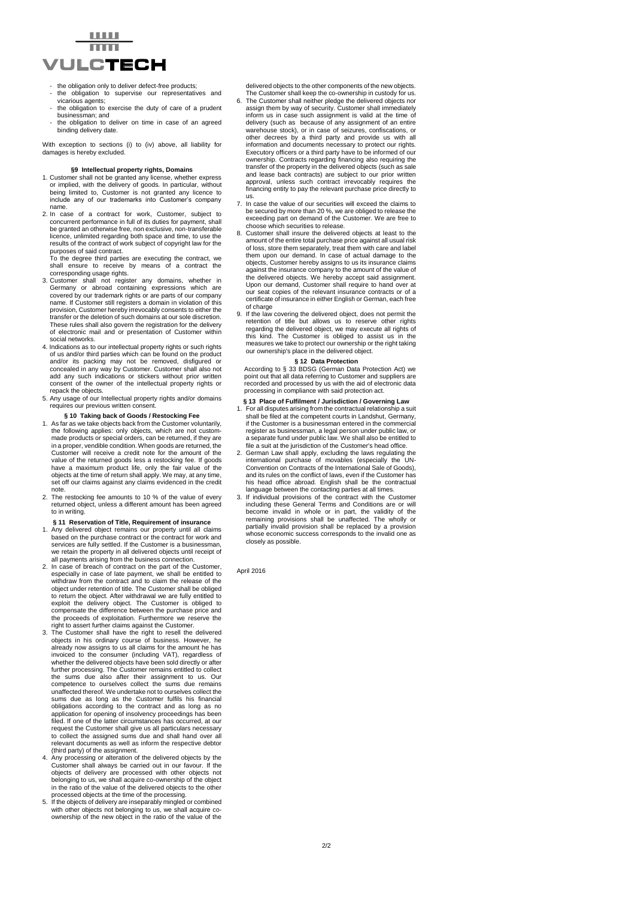- the obligation only to deliver defect-free products;
- the obligation to supervise our representatives and vicarious agents;
- the obligation to exercise the duty of care of a prudent businessman; and
- the obligation to deliver on time in case of an agreed binding delivery date.

With exception to sections (i) to (iv) above, all liability for damages is hereby excluded.

### §9 Intellectual property rights, Domains

1. Customer shall not be granted any license, whether express or implied, with the delivery of goods. In particular, without being limited to, Customer is not granted any licence to include any of our trademarks into Customer's company name.
2. In case of a contract for work, Customer, subject to concurrent performance in full of its duties for payment, shall be granted an otherwise free, non exclusive, non-transferable licence, unlimited regarding both space and time, to use the results of the contract of work subject of copyright law for the purposes of said contract.
   To the degree third parties are executing the contract, we shall ensure to receive by means of a contract the corresponding usage rights.
3. Customer shall not register any domains, whether in Germany or abroad containing expressions which are covered by our trademark rights or are parts of our company name. If Customer still registers a domain in violation of this provision, Customer hereby irrevocably consents to either the transfer or the deletion of such domains at our sole discretion. These rules shall also govern the registration for the delivery of electronic mail or presentation of Customer within social networks.
4. Indications as to our intellectual property rights or such rights of us and/or third parties which can be found on the product and/or its packing may not be removed, disfigured or concealed in any way by Customer. Customer shall also not add any such indications or stickers without prior written consent of the owner of the intellectual property rights or repack the objects.
5. Any usage of our Intellectual property rights and/or domains requires our previous written consent.

### § 10 Taking back of Goods / Restocking Fee

1. As far as we take objects back from the Customer voluntarily, the following applies: only objects, which are not custom-made products or special orders, can be returned, if they are in a proper, vendible condition. When goods are returned, the Customer will receive a credit note for the amount of the value of the returned goods less a restocking fee. If goods have a maximum product life, only the fair value of the objects at the time of return shall apply. We may, at any time, set off our claims against any claims evidenced in the credit note.
2. The restocking fee amounts to 10 % of the value of every returned object, unless a different amount has been agreed to in writing.

### § 11 Reservation of Title, Requirement of insurance

1. Any delivered object remains our property until all claims based on the purchase contract or the contract for work and services are fully settled. If the Customer is a businessman, we retain the property in all delivered objects until receipt of all payments arising from the business connection.
2. In case of breach of contract on the part of the Customer, especially in case of late payment, we shall be entitled to withdraw from the contract and to claim the release of the object under retention of title. The Customer shall be obliged to return the object. After withdrawal we are fully entitled to exploit the delivery object. The Customer is obliged to compensate the difference between the purchase price and the proceeds of exploitation. Furthermore we reserve the right to assert further claims against the Customer.
3. The Customer shall have the right to resell the delivered objects in his ordinary course of business. However, he already now assigns to us all claims for the amount he has invoiced to the consumer (including VAT), regardless of whether the delivered objects have been sold directly or after further processing. The Customer remains entitled to collect the sums due also after their assignment to us. Our competence to ourselves collect the sums due remains unaffected thereof. We undertake not to ourselves collect the sums due as long as the Customer fulfils his financial obligations according to the contract and as long as no application for opening of insolvency proceedings has been filed. If one of the latter circumstances has occurred, at our request the Customer shall give us all particulars necessary to collect the assigned sums due and shall hand over all relevant documents as well as inform the respective debtor (third party) of the assignment.
4. Any processing or alteration of the delivered objects by the Customer shall always be carried out in our favour. If the objects of delivery are processed with other objects not belonging to us, we shall acquire co-ownership of the object in the ratio of the value of the delivered objects to the other processed objects at the time of the processing.
5. If the objects of delivery are inseparably mingled or combined with other objects not belonging to us, we shall acquire co-ownership of the new object in the ratio of the value of the delivered objects to the other components of the new objects. The Customer shall keep the co-ownership in custody for us.
6. The Customer shall neither pledge the delivered objects nor assign them by way of security. Customer shall immediately inform us in case such assignment is valid at the time of delivery (such as because of any assignment of an entire warehouse stock), or in case of seizures, confiscations, or other decrees by a third party and provide us with all information and documents necessary to protect our rights. Executory officers or a third party have to be informed of our ownership. Contracts regarding financing also requiring the transfer of the property in the delivered objects (such as sale and lease back contracts) are subject to our prior written approval, unless such contract irrevocably requires the financing entity to pay the relevant purchase price directly to us.
7. In case the value of our securities will exceed the claims to be secured by more than 20 %, we are obliged to release the exceeding part on demand of the Customer. We are free to choose which securities to release.
8. Customer shall insure the delivered objects at least to the amount of the entire total purchase price against all usual risk of loss, store them separately, treat them with care and label them upon our demand. In case of actual damage to the objects, Customer hereby assigns to us its insurance claims against the insurance company to the amount of the value of the delivered objects. We hereby accept said assignment. Upon our demand, Customer shall require to hand over at our seat copies of the relevant insurance contracts or of a certificate of insurance in either English or German, each free of charge
9. If the law covering the delivered object, does not permit the retention of title but allows us to reserve other rights regarding the delivered object, we may execute all rights of this kind. The Customer is obliged to assist us in the measures we take to protect our ownership or the right taking our ownership's place in the delivered object.

### § 12 Data Protection

According to § 33 BDSG (German Data Protection Act) we point out that all data referring to Customer and suppliers are recorded and processed by us with the aid of electronic data processing in compliance with said protection act.

### § 13 Place of Fulfilment / Jurisdiction / Governing Law

1. For all disputes arising from the contractual relationship a suit shall be filed at the competent courts in Landshut, Germany, if the Customer is a businessman entered in the commercial register as businessman, a legal person under public law, or a separate fund under public law. We shall also be entitled to file a suit at the jurisdiction of the Customer's head office.
2. German Law shall apply, excluding the laws regulating the international purchase of movables (especially the UN-Convention on Contracts of the International Sale of Goods), and its rules on the conflict of laws, even if the Customer has his head office abroad. English shall be the contractual language between the contacting parties at all times.
3. If individual provisions of the contract with the Customer including these General Terms and Conditions are or will become invalid in whole or in part, the validity of the remaining provisions shall be unaffected. The wholly or partially invalid provision shall be replaced by a provision whose economic success corresponds to the invalid one as closely as possible.

April 2016